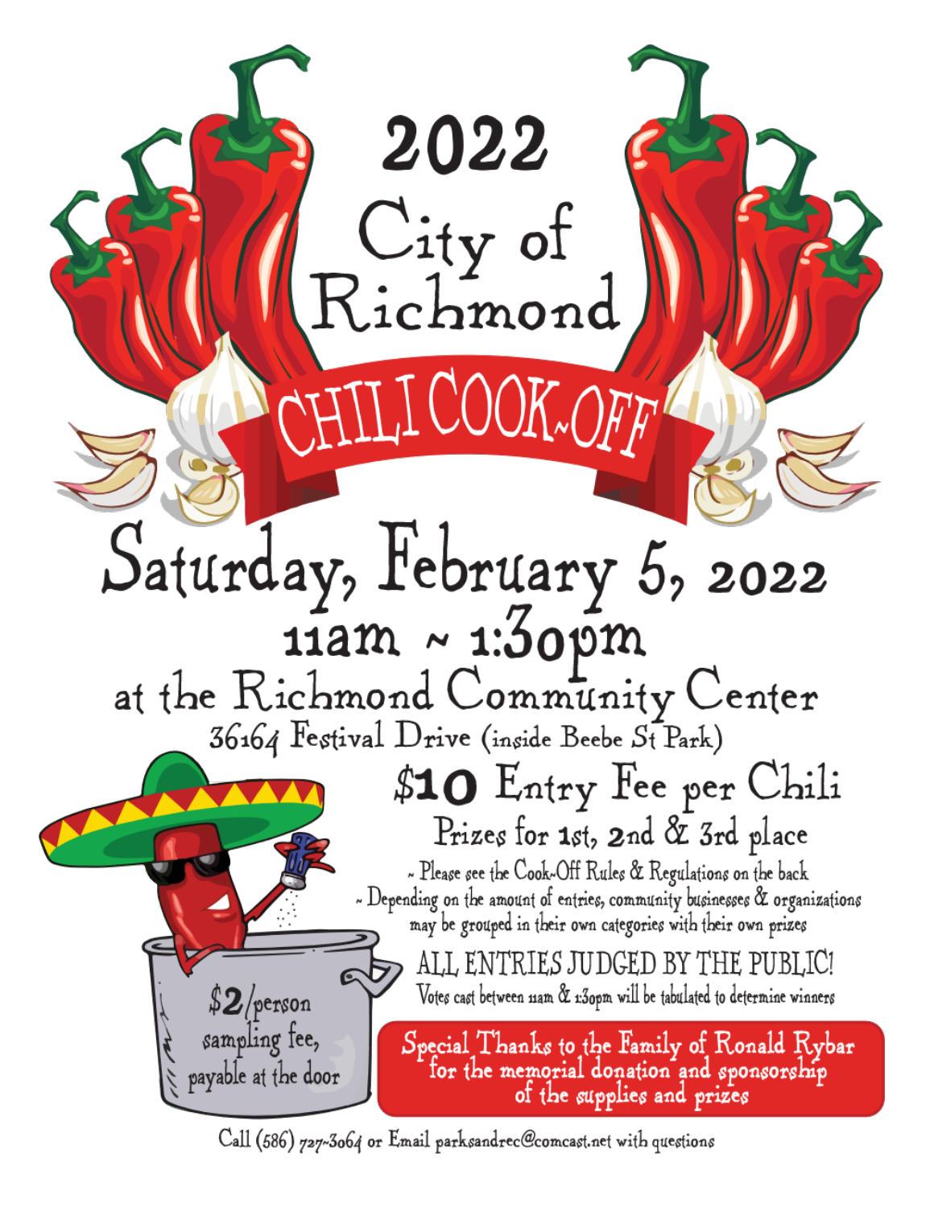# 2022 City of Richmond

## CHILI COOK-OFF

## Saturday, February 5, 2022

## 11am ~ 1:30pm

### at the Richmond Community Center

36164 Festival Drive (inside Beebe St Park)

### $10 Entry Fee per Chili

Prizes for 1st, 2nd & 3rd place

- Please see the Cook-Off Rules & Regulations on the back
- Depending on the amount of entries, community businesses & organizations may be grouped in their own categories with their own prizes

### ALL ENTRIES JUDGED BY THE PUBLIC!

Votes cast between 11am & 1:30pm will be tabulated to determine winners

**$2/person sampling fee, payable at the door**

**Special Thanks to the Family of Ronald Rybar for the memorial donation and sponsorship of the supplies and prizes**

Call (586) 727-3064 or Email parksandrec@comcast.net with questions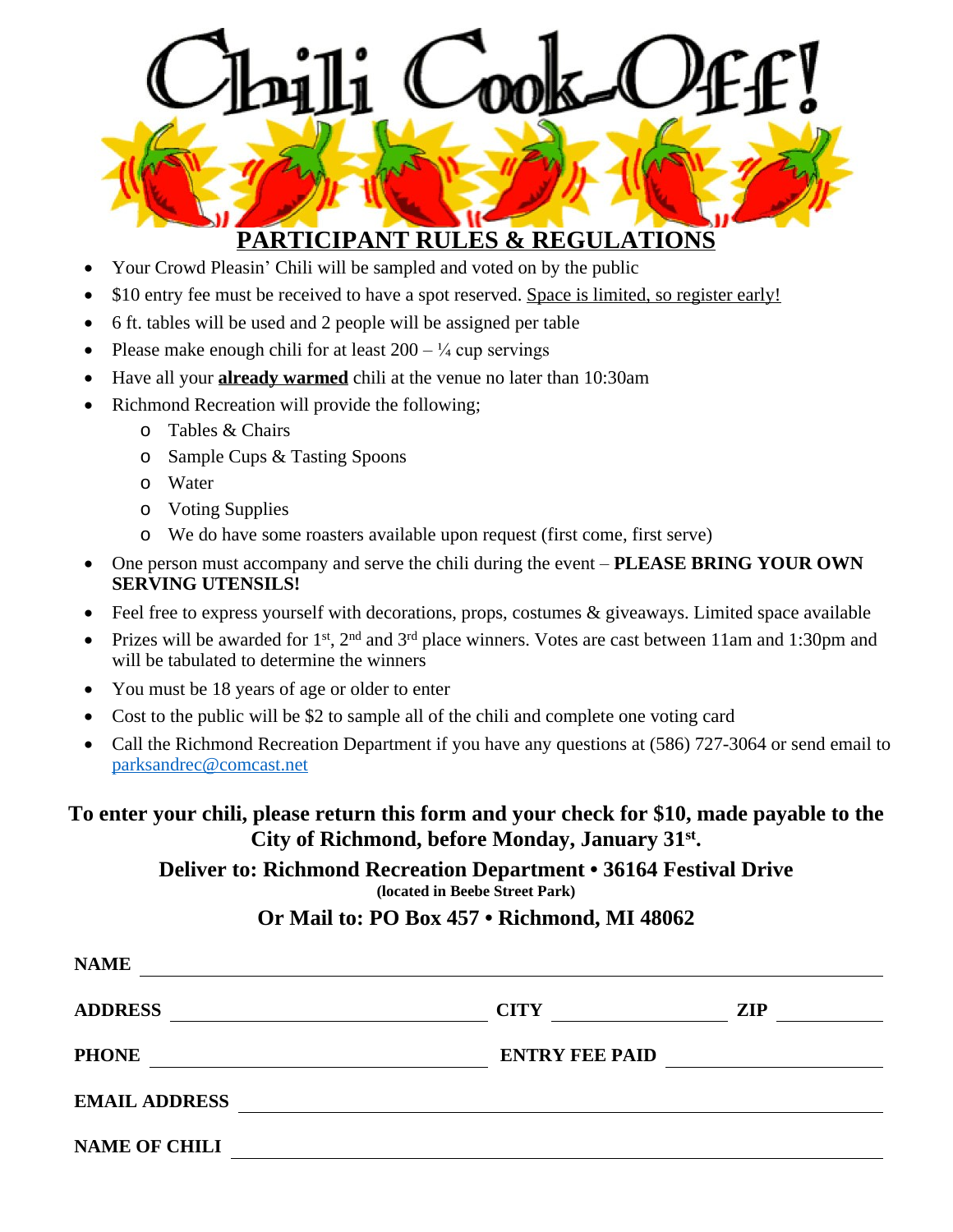# Chili Cook-Off!

## PARTICIPANT RULES & REGULATIONS

- Your Crowd Pleasin' Chili will be sampled and voted on by the public
- $10 entry fee must be received to have a spot reserved. Space is limited, so register early!
- 6 ft. tables will be used and 2 people will be assigned per table
- Please make enough chili for at least 200 – ¼ cup servings
- Have all your **already warmed** chili at the venue no later than 10:30am
- Richmond Recreation will provide the following;
  - Tables & Chairs
  - Sample Cups & Tasting Spoons
  - Water
  - Voting Supplies
  - We do have some roasters available upon request (first come, first serve)
- One person must accompany and serve the chili during the event – **PLEASE BRING YOUR OWN SERVING UTENSILS!**
- Feel free to express yourself with decorations, props, costumes & giveaways. Limited space available
- Prizes will be awarded for 1st, 2nd and 3rd place winners. Votes are cast between 11am and 1:30pm and will be tabulated to determine the winners
- You must be 18 years of age or older to enter
- Cost to the public will be $2 to sample all of the chili and complete one voting card
- Call the Richmond Recreation Department if you have any questions at (586) 727-3064 or send email to parksandrec@comcast.net

**To enter your chili, please return this form and your check for $10, made payable to the City of Richmond, before Monday, January 31st.**

**Deliver to: Richmond Recreation Department • 36164 Festival Drive**
**(located in Beebe Street Park)**

**Or Mail to: PO Box 457 • Richmond, MI 48062**

**NAME** ______________________________

**ADDRESS** ______________________________ **CITY** ______________ **ZIP** __________

**PHONE** ______________________________ **ENTRY FEE PAID** ______________

**EMAIL ADDRESS** ______________________________

**NAME OF CHILI** ______________________________